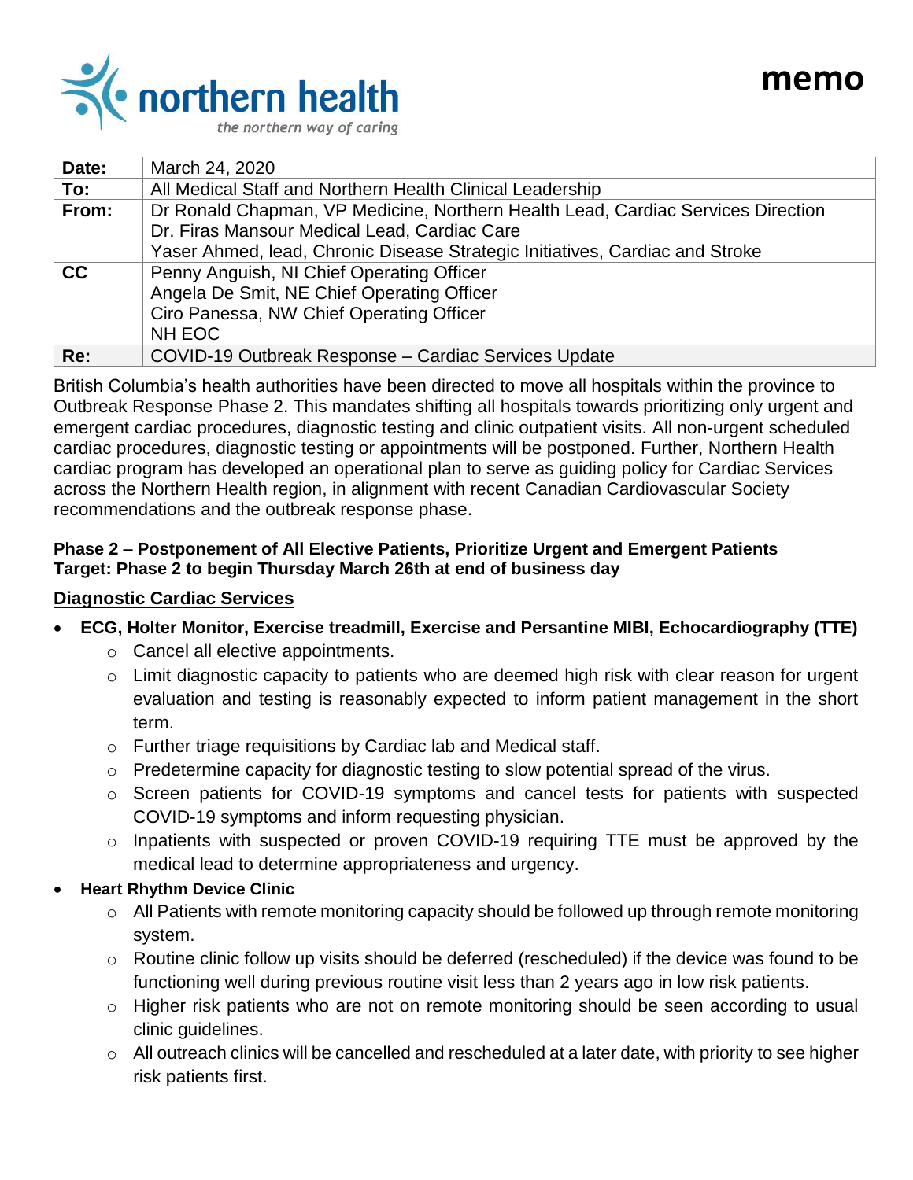northern health
*the northern way of caring*

# memo

| | |
|---|---|
| **Date:** | March 24, 2020 |
| **To:** | All Medical Staff and Northern Health Clinical Leadership |
| **From:** | Dr Ronald Chapman, VP Medicine, Northern Health Lead, Cardiac Services Direction<br>Dr. Firas Mansour Medical Lead, Cardiac Care<br>Yaser Ahmed, lead, Chronic Disease Strategic Initiatives, Cardiac and Stroke |
| **CC** | Penny Anguish, NI Chief Operating Officer<br>Angela De Smit, NE Chief Operating Officer<br>Ciro Panessa, NW Chief Operating Officer<br>NH EOC |
| **Re:** | COVID-19 Outbreak Response – Cardiac Services Update |

British Columbia's health authorities have been directed to move all hospitals within the province to Outbreak Response Phase 2. This mandates shifting all hospitals towards prioritizing only urgent and emergent cardiac procedures, diagnostic testing and clinic outpatient visits. All non-urgent scheduled cardiac procedures, diagnostic testing or appointments will be postponed. Further, Northern Health cardiac program has developed an operational plan to serve as guiding policy for Cardiac Services across the Northern Health region, in alignment with recent Canadian Cardiovascular Society recommendations and the outbreak response phase.

**Phase 2 – Postponement of All Elective Patients, Prioritize Urgent and Emergent Patients**
**Target: Phase 2 to begin Thursday March 26th at end of business day**

**Diagnostic Cardiac Services**

- **ECG, Holter Monitor, Exercise treadmill, Exercise and Persantine MIBI, Echocardiography (TTE)**
  - Cancel all elective appointments.
  - Limit diagnostic capacity to patients who are deemed high risk with clear reason for urgent evaluation and testing is reasonably expected to inform patient management in the short term.
  - Further triage requisitions by Cardiac lab and Medical staff.
  - Predetermine capacity for diagnostic testing to slow potential spread of the virus.
  - Screen patients for COVID-19 symptoms and cancel tests for patients with suspected COVID-19 symptoms and inform requesting physician.
  - Inpatients with suspected or proven COVID-19 requiring TTE must be approved by the medical lead to determine appropriateness and urgency.
- **Heart Rhythm Device Clinic**
  - All Patients with remote monitoring capacity should be followed up through remote monitoring system.
  - Routine clinic follow up visits should be deferred (rescheduled) if the device was found to be functioning well during previous routine visit less than 2 years ago in low risk patients.
  - Higher risk patients who are not on remote monitoring should be seen according to usual clinic guidelines.
  - All outreach clinics will be cancelled and rescheduled at a later date, with priority to see higher risk patients first.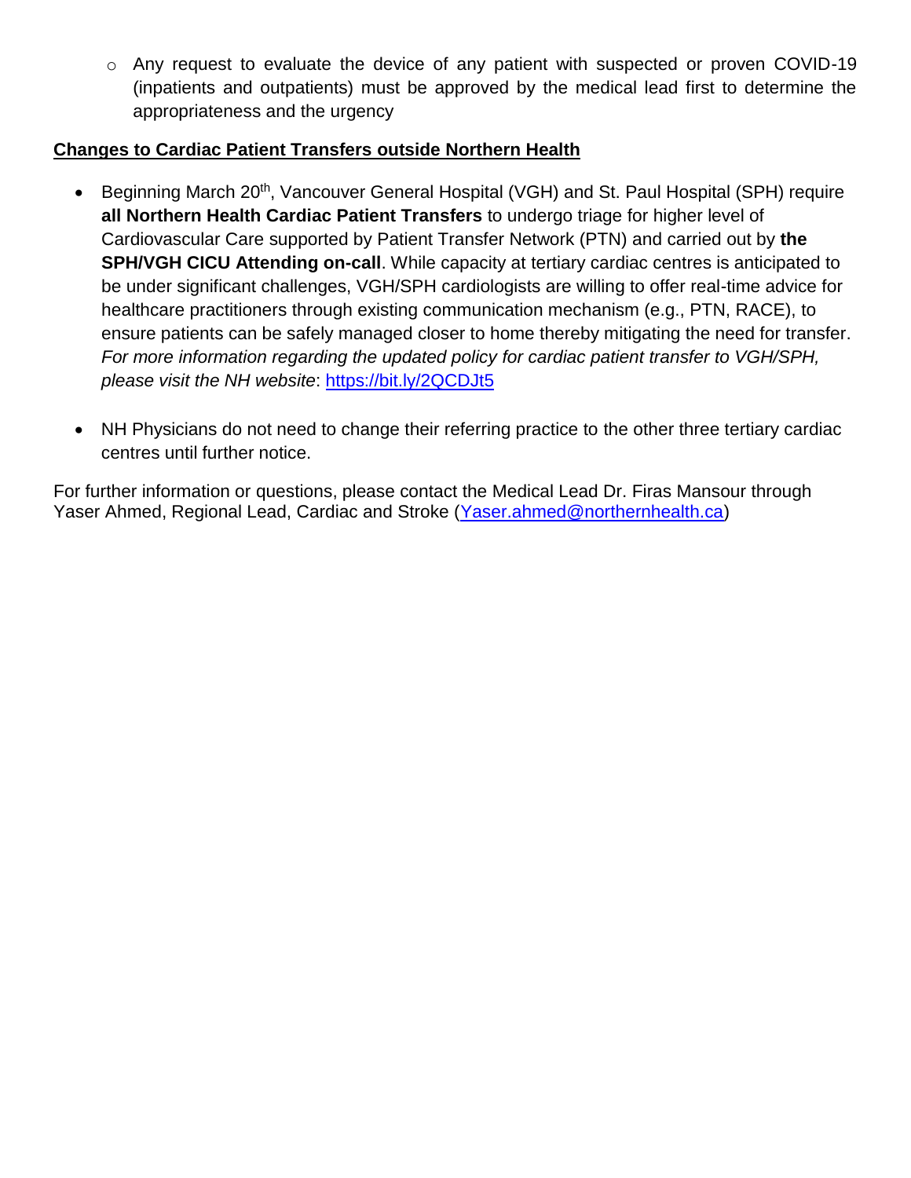- Any request to evaluate the device of any patient with suspected or proven COVID-19 (inpatients and outpatients) must be approved by the medical lead first to determine the appropriateness and the urgency

**Changes to Cardiac Patient Transfers outside Northern Health**

- Beginning March 20th, Vancouver General Hospital (VGH) and St. Paul Hospital (SPH) require **all Northern Health Cardiac Patient Transfers** to undergo triage for higher level of Cardiovascular Care supported by Patient Transfer Network (PTN) and carried out by **the SPH/VGH CICU Attending on-call**. While capacity at tertiary cardiac centres is anticipated to be under significant challenges, VGH/SPH cardiologists are willing to offer real-time advice for healthcare practitioners through existing communication mechanism (e.g., PTN, RACE), to ensure patients can be safely managed closer to home thereby mitigating the need for transfer. *For more information regarding the updated policy for cardiac patient transfer to VGH/SPH, please visit the NH website*: https://bit.ly/2QCDJt5

- NH Physicians do not need to change their referring practice to the other three tertiary cardiac centres until further notice.

For further information or questions, please contact the Medical Lead Dr. Firas Mansour through Yaser Ahmed, Regional Lead, Cardiac and Stroke (Yaser.ahmed@northernhealth.ca)